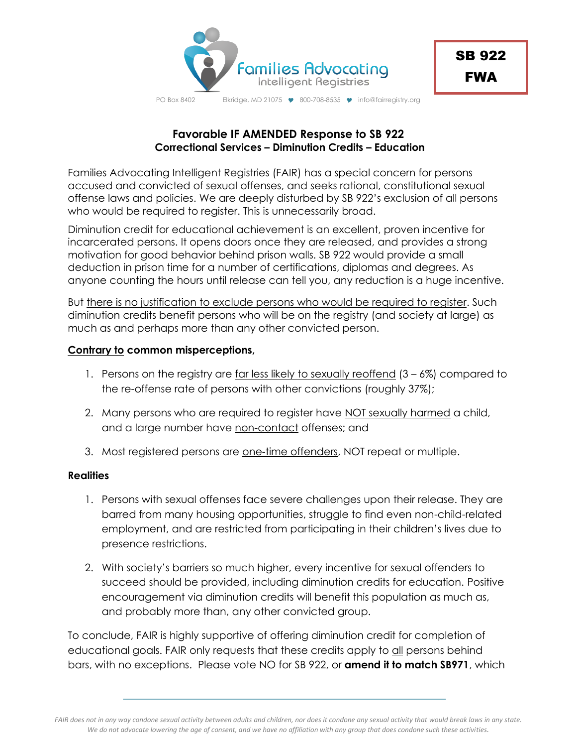**Families Advocating Intelligent Registries**

PO Box 8402 Elkridge, MD 21075 ♥ 800-708-8535 ♥ info@fairregistry.org

**SB 922**
**FWA**

## Favorable IF AMENDED Response to SB 922
### Correctional Services – Diminution Credits – Education

Families Advocating Intelligent Registries (FAIR) has a special concern for persons accused and convicted of sexual offenses, and seeks rational, constitutional sexual offense laws and policies. We are deeply disturbed by SB 922's exclusion of all persons who would be required to register. This is unnecessarily broad.

Diminution credit for educational achievement is an excellent, proven incentive for incarcerated persons. It opens doors once they are released, and provides a strong motivation for good behavior behind prison walls. SB 922 would provide a small deduction in prison time for a number of certifications, diplomas and degrees. As anyone counting the hours until release can tell you, any reduction is a huge incentive.

But <u>there is no justification to exclude persons who would be required to register</u>. Such diminution credits benefit persons who will be on the registry (and society at large) as much as and perhaps more than any other convicted person.

**<u>Contrary to</u> common misperceptions,**

1. Persons on the registry are <u>far less likely to sexually reoffend</u> (3 – 6%) compared to the re-offense rate of persons with other convictions (roughly 37%);
2. Many persons who are required to register have <u>NOT sexually harmed</u> a child, and a large number have <u>non-contact</u> offenses; and
3. Most registered persons are <u>one-time offenders</u>, NOT repeat or multiple.

**Realities**

1. Persons with sexual offenses face severe challenges upon their release. They are barred from many housing opportunities, struggle to find even non-child-related employment, and are restricted from participating in their children's lives due to presence restrictions.
2. With society's barriers so much higher, every incentive for sexual offenders to succeed should be provided, including diminution credits for education. Positive encouragement via diminution credits will benefit this population as much as, and probably more than, any other convicted group.

To conclude, FAIR is highly supportive of offering diminution credit for completion of educational goals. FAIR only requests that these credits apply to <u>all</u> persons behind bars, with no exceptions. Please vote NO for SB 922, or **amend it to match SB971**, which

*FAIR does not in any way condone sexual activity between adults and children, nor does it condone any sexual activity that would break laws in any state. We do not advocate lowering the age of consent, and we have no affiliation with any group that does condone such these activities.*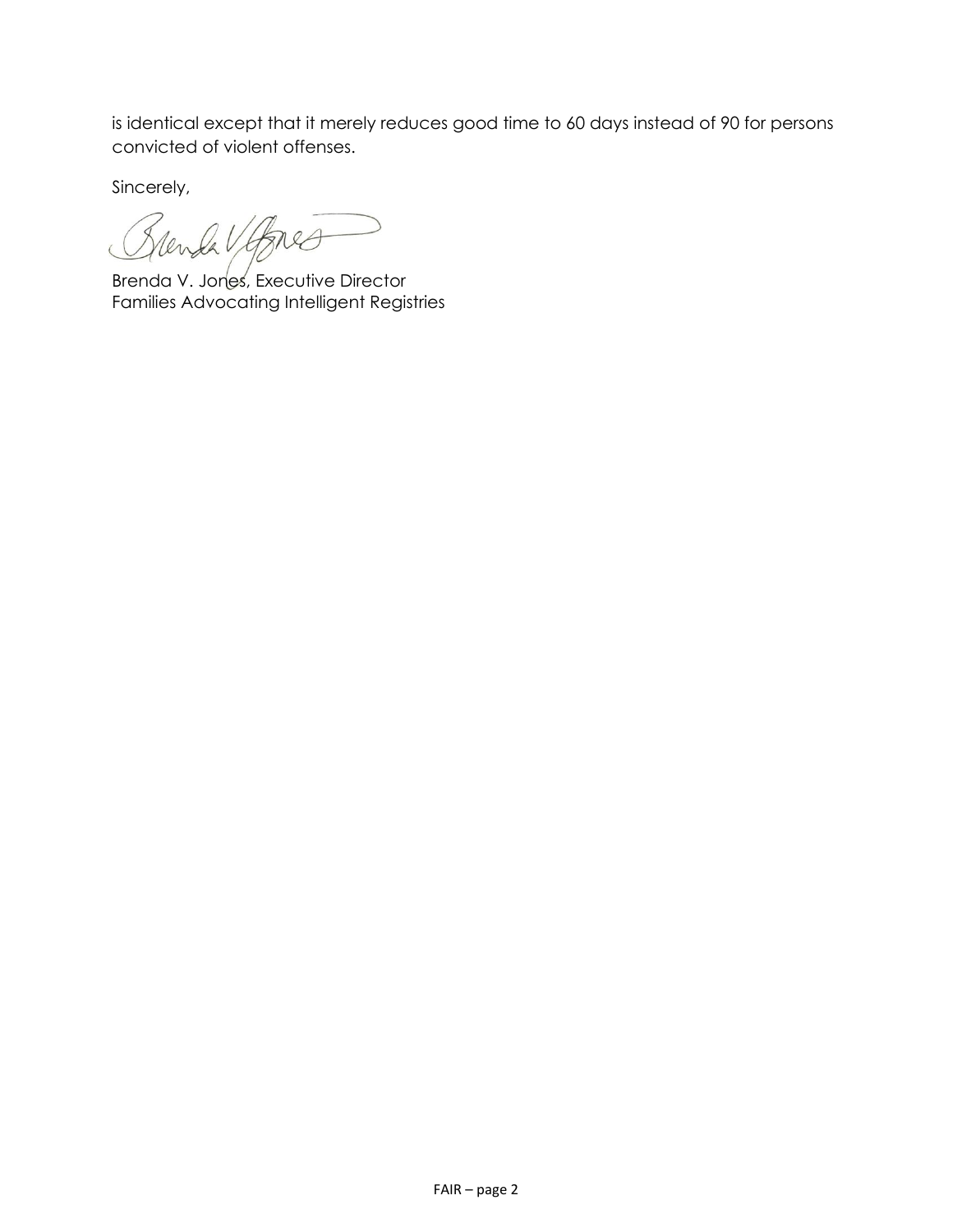is identical except that it merely reduces good time to 60 days instead of 90 for persons convicted of violent offenses.

Sincerely,

Brenda V. Jones, Executive Director
Families Advocating Intelligent Registries